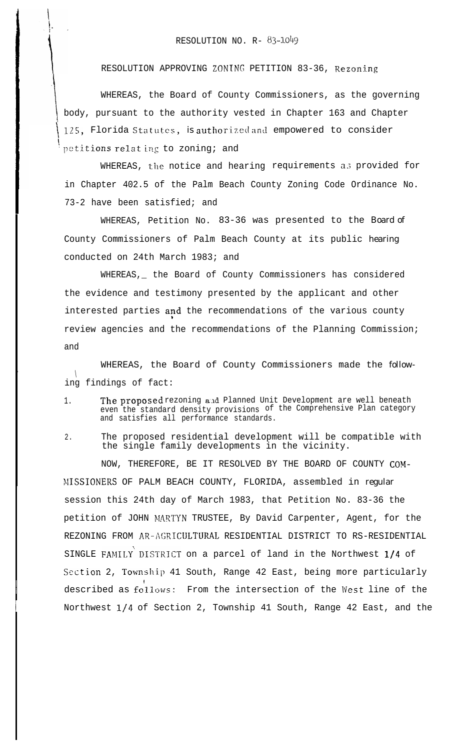RESOLUTION NO. R- 83-1049

RESOLUTION APPROVING ZONING PETITION 83-36, Rezoning

WHEREAS, the Board of County Commissioners, as the governing body, pursuant to the authority vested in Chapter 163 and Chapter 125, Florida Statutes, is authorized and empowered to consider petitions relating to zoning; and

WHEREAS, the notice and hearing requirements as provided for in Chapter 402.5 of the Palm Beach County Zoning Code Ordinance No. 73-2 have been satisfied; and

WHEREAS, Petition No. 83-36 was presented to the Board of County Commissioners of Palm Beach County at its public hearing conducted on 24th March 1983; and

WHEREAS, the Board of County Commissioners has considered the evidence and testimony presented by the applicant and other interested parties and the recommendations of the various county review agencies and the recommendations of the Planning Commission; and

WHEREAS, the Board of County Commissioners made the following findings of fact:

1. The proposed rezoning and Planned Unit Development are well beneath even the standard density provisions of the Comprehensive Plan category and satisfies all performance standards.
2. The proposed residential development will be compatible with the single family developments in the vicinity.

NOW, THEREFORE, BE IT RESOLVED BY THE BOARD OF COUNTY COMMISSIONERS OF PALM BEACH COUNTY, FLORIDA, assembled in regular session this 24th day of March 1983, that Petition No. 83-36 the petition of JOHN MARTYN TRUSTEE, By David Carpenter, Agent, for the REZONING FROM AR-AGRICULTURAL RESIDENTIAL DISTRICT TO RS-RESIDENTIAL SINGLE FAMILY DISTRICT on a parcel of land in the Northwest 1/4 of Section 2, Township 41 South, Range 42 East, being more particularly described as follows: From the intersection of the West line of the Northwest 1/4 of Section 2, Township 41 South, Range 42 East, and the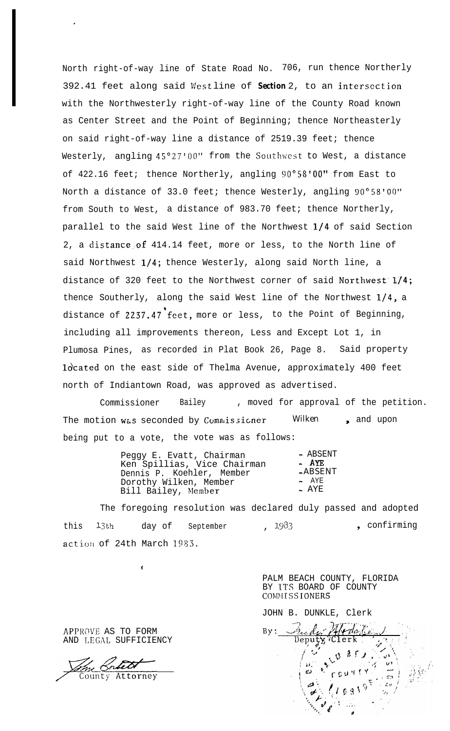North right-of-way line of State Road No. 706, run thence Northerly 392.41 feet along said West line of **Section** 2, to an intersection with the Northwesterly right-of-way line of the County Road known as Center Street and the Point of Beginning; thence Northeasterly on said right-of-way line a distance of 2519.39 feet; thence Westerly, angling 45°27'00" from the Southwest to West, a distance of 422.16 feet; thence Northerly, angling 90°58'00" from East to North a distance of 33.0 feet; thence Westerly, angling 90°58'00" from South to West, a distance of 983.70 feet; thence Northerly, parallel to the said West line of the Northwest 1/4 of said Section 2, a distance of 414.14 feet, more or less, to the North line of said Northwest 1/4; thence Westerly, along said North line, a distance of 320 feet to the Northwest corner of said Northwest 1/4; thence Southerly, along the said West line of the Northwest 1/4, a distance of 2237.47 feet, more or less, to the Point of Beginning, including all improvements thereon, Less and Except Lot 1, in Plumosa Pines, as recorded in Plat Book 26, Page 8. Said property located on the east side of Thelma Avenue, approximately 400 feet north of Indiantown Road, was approved as advertised.

Commissioner Bailey, moved for approval of the petition. The motion was seconded by Commissioner Wilken, and upon being put to a vote, the vote was as follows:

| | |
|---|---|
| Peggy E. Evatt, Chairman | - ABSENT |
| Ken Spillias, Vice Chairman | - AYE |
| Dennis P. Koehler, Member | -ABSENT |
| Dorothy Wilken, Member | - AYE |
| Bill Bailey, Member | - AYE |

The foregoing resolution was declared duly passed and adopted this 13th day of September, 1983, confirming action of 24th March 1983.

PALM BEACH COUNTY, FLORIDA
BY ITS BOARD OF COUNTY
COMMISSIONERS

JOHN B. DUNKLE, Clerk

By: ____________________
Deputy Clerk

APPROVE AS TO FORM
AND LEGAL SUFFICIENCY

____________________
County Attorney